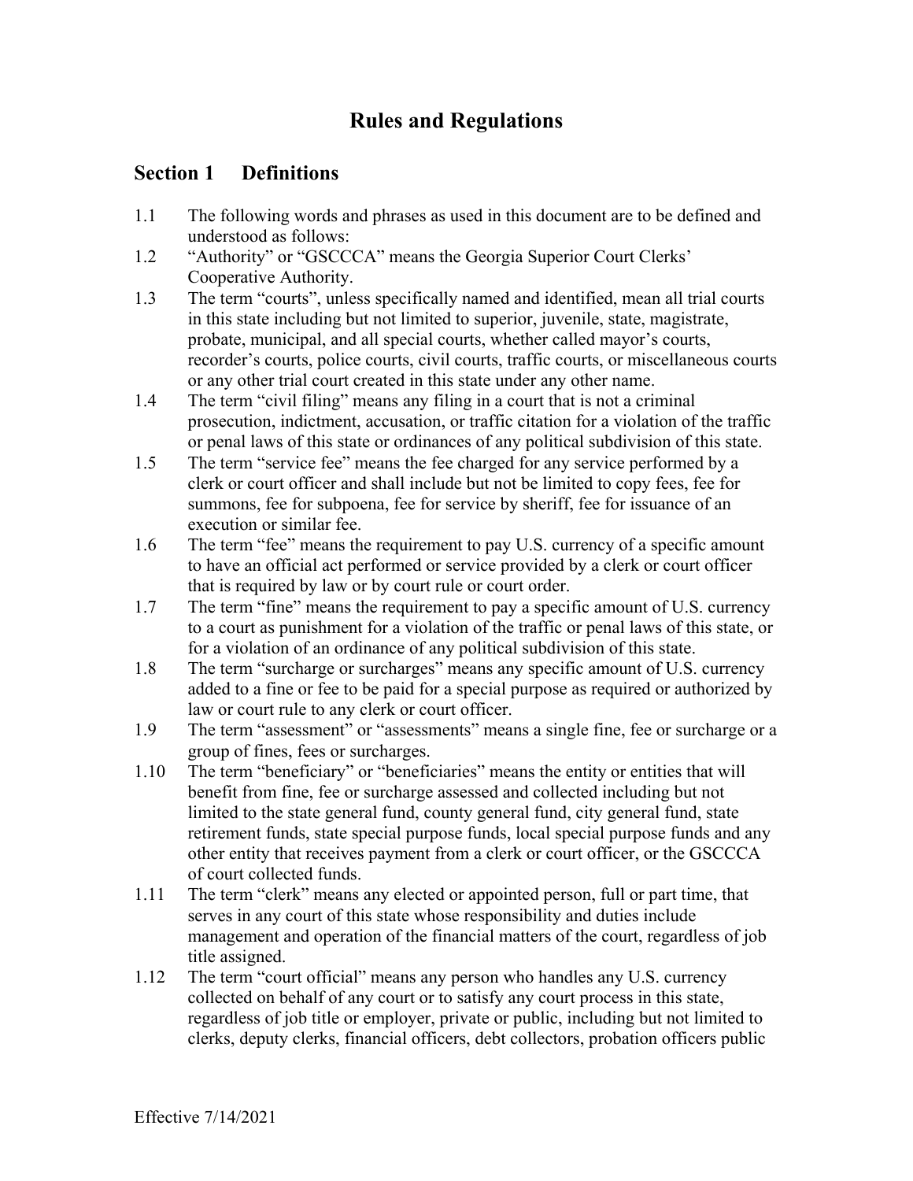# Rules and Regulations

## Section 1 Definitions

1.1 The following words and phrases as used in this document are to be defined and understood as follows:

1.2 "Authority" or "GSCCCA" means the Georgia Superior Court Clerks' Cooperative Authority.

1.3 The term "courts", unless specifically named and identified, mean all trial courts in this state including but not limited to superior, juvenile, state, magistrate, probate, municipal, and all special courts, whether called mayor's courts, recorder's courts, police courts, civil courts, traffic courts, or miscellaneous courts or any other trial court created in this state under any other name.

1.4 The term "civil filing" means any filing in a court that is not a criminal prosecution, indictment, accusation, or traffic citation for a violation of the traffic or penal laws of this state or ordinances of any political subdivision of this state.

1.5 The term "service fee" means the fee charged for any service performed by a clerk or court officer and shall include but not be limited to copy fees, fee for summons, fee for subpoena, fee for service by sheriff, fee for issuance of an execution or similar fee.

1.6 The term "fee" means the requirement to pay U.S. currency of a specific amount to have an official act performed or service provided by a clerk or court officer that is required by law or by court rule or court order.

1.7 The term "fine" means the requirement to pay a specific amount of U.S. currency to a court as punishment for a violation of the traffic or penal laws of this state, or for a violation of an ordinance of any political subdivision of this state.

1.8 The term "surcharge or surcharges" means any specific amount of U.S. currency added to a fine or fee to be paid for a special purpose as required or authorized by law or court rule to any clerk or court officer.

1.9 The term "assessment" or "assessments" means a single fine, fee or surcharge or a group of fines, fees or surcharges.

1.10 The term "beneficiary" or "beneficiaries" means the entity or entities that will benefit from fine, fee or surcharge assessed and collected including but not limited to the state general fund, county general fund, city general fund, state retirement funds, state special purpose funds, local special purpose funds and any other entity that receives payment from a clerk or court officer, or the GSCCCA of court collected funds.

1.11 The term "clerk" means any elected or appointed person, full or part time, that serves in any court of this state whose responsibility and duties include management and operation of the financial matters of the court, regardless of job title assigned.

1.12 The term "court official" means any person who handles any U.S. currency collected on behalf of any court or to satisfy any court process in this state, regardless of job title or employer, private or public, including but not limited to clerks, deputy clerks, financial officers, debt collectors, probation officers public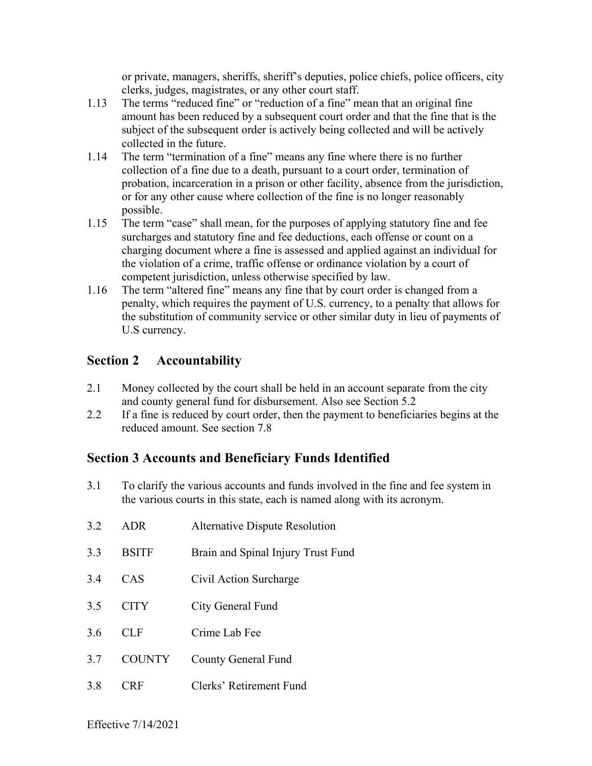or private, managers, sheriffs, sheriff's deputies, police chiefs, police officers, city clerks, judges, magistrates, or any other court staff.

1.13 The terms "reduced fine" or "reduction of a fine" mean that an original fine amount has been reduced by a subsequent court order and that the fine that is the subject of the subsequent order is actively being collected and will be actively collected in the future.

1.14 The term "termination of a fine" means any fine where there is no further collection of a fine due to a death, pursuant to a court order, termination of probation, incarceration in a prison or other facility, absence from the jurisdiction, or for any other cause where collection of the fine is no longer reasonably possible.

1.15 The term "case" shall mean, for the purposes of applying statutory fine and fee surcharges and statutory fine and fee deductions, each offense or count on a charging document where a fine is assessed and applied against an individual for the violation of a crime, traffic offense or ordinance violation by a court of competent jurisdiction, unless otherwise specified by law.

1.16 The term "altered fine" means any fine that by court order is changed from a penalty, which requires the payment of U.S. currency, to a penalty that allows for the substitution of community service or other similar duty in lieu of payments of U.S currency.

## Section 2 Accountability

2.1 Money collected by the court shall be held in an account separate from the city and county general fund for disbursement. Also see Section 5.2

2.2 If a fine is reduced by court order, then the payment to beneficiaries begins at the reduced amount. See section 7.8

## Section 3 Accounts and Beneficiary Funds Identified

3.1 To clarify the various accounts and funds involved in the fine and fee system in the various courts in this state, each is named along with its acronym.

3.2 ADR Alternative Dispute Resolution

3.3 BSITF Brain and Spinal Injury Trust Fund

3.4 CAS Civil Action Surcharge

3.5 CITY City General Fund

3.6 CLF Crime Lab Fee

3.7 COUNTY County General Fund

3.8 CRF Clerks' Retirement Fund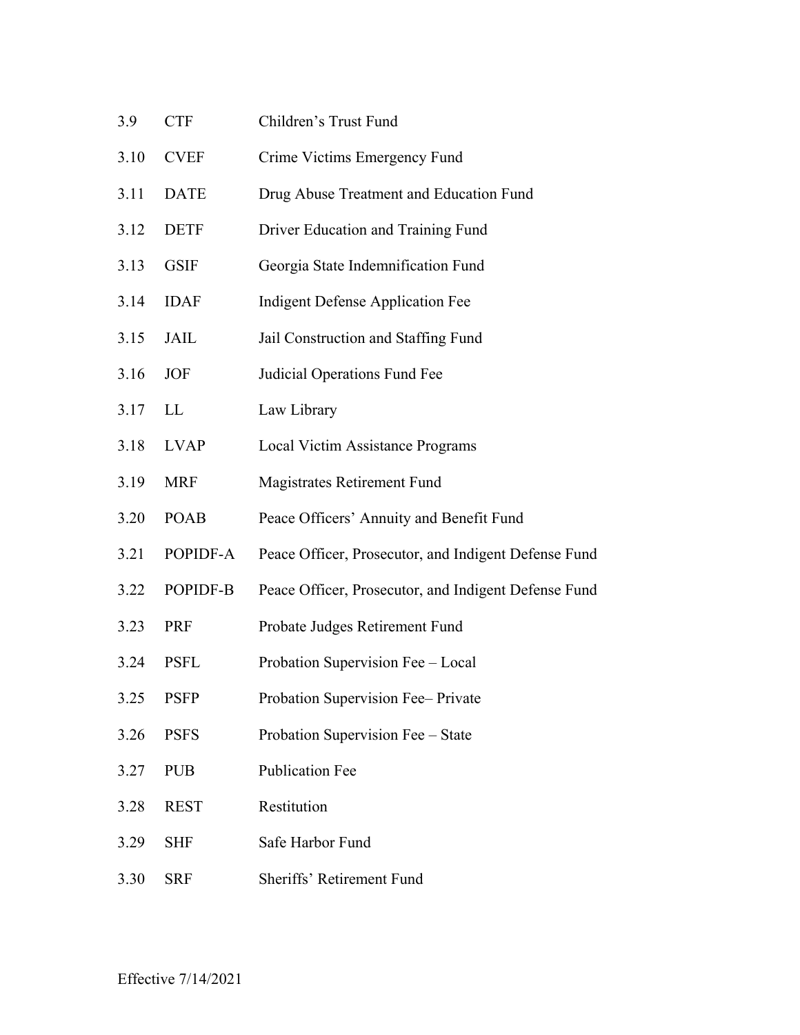3.9 CTF Children's Trust Fund

3.10 CVEF Crime Victims Emergency Fund

3.11 DATE Drug Abuse Treatment and Education Fund

3.12 DETF Driver Education and Training Fund

3.13 GSIF Georgia State Indemnification Fund

3.14 IDAF Indigent Defense Application Fee

3.15 JAIL Jail Construction and Staffing Fund

3.16 JOF Judicial Operations Fund Fee

3.17 LL Law Library

3.18 LVAP Local Victim Assistance Programs

3.19 MRF Magistrates Retirement Fund

3.20 POAB Peace Officers' Annuity and Benefit Fund

3.21 POPIDF-A Peace Officer, Prosecutor, and Indigent Defense Fund

3.22 POPIDF-B Peace Officer, Prosecutor, and Indigent Defense Fund

3.23 PRF Probate Judges Retirement Fund

3.24 PSFL Probation Supervision Fee – Local

3.25 PSFP Probation Supervision Fee– Private

3.26 PSFS Probation Supervision Fee – State

3.27 PUB Publication Fee

3.28 REST Restitution

3.29 SHF Safe Harbor Fund

3.30 SRF Sheriffs' Retirement Fund

Effective 7/14/2021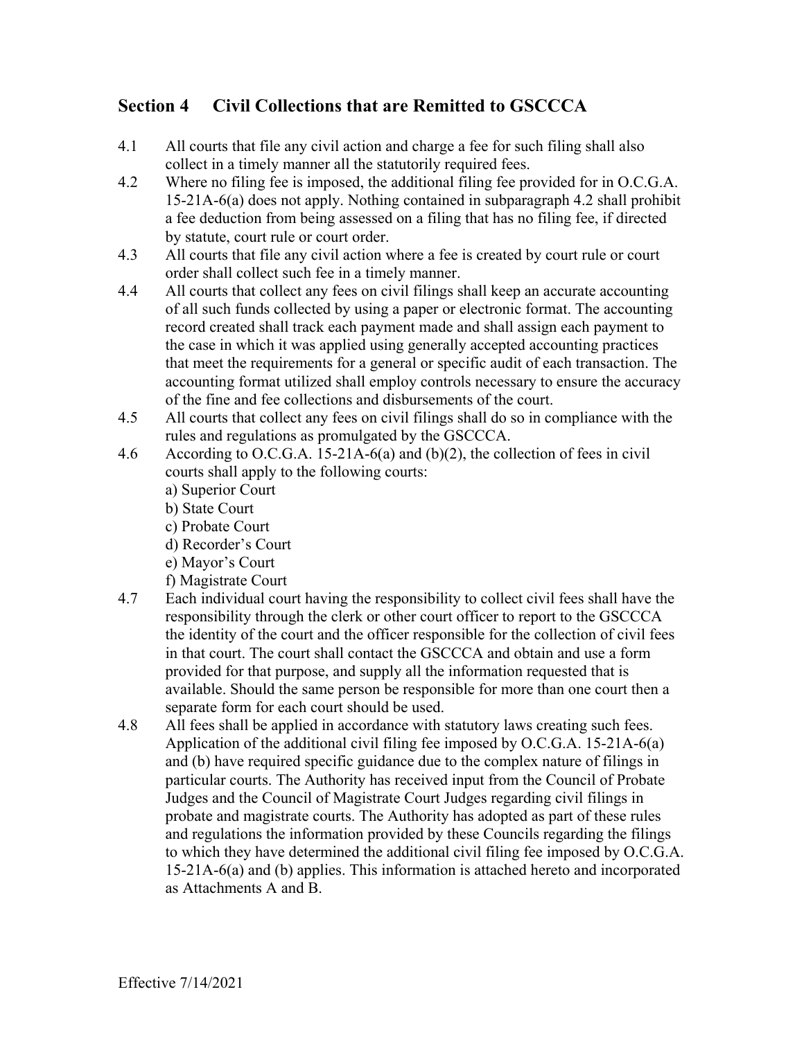## Section 4 Civil Collections that are Remitted to GSCCCA

4.1 All courts that file any civil action and charge a fee for such filing shall also collect in a timely manner all the statutorily required fees.

4.2 Where no filing fee is imposed, the additional filing fee provided for in O.C.G.A. 15-21A-6(a) does not apply. Nothing contained in subparagraph 4.2 shall prohibit a fee deduction from being assessed on a filing that has no filing fee, if directed by statute, court rule or court order.

4.3 All courts that file any civil action where a fee is created by court rule or court order shall collect such fee in a timely manner.

4.4 All courts that collect any fees on civil filings shall keep an accurate accounting of all such funds collected by using a paper or electronic format. The accounting record created shall track each payment made and shall assign each payment to the case in which it was applied using generally accepted accounting practices that meet the requirements for a general or specific audit of each transaction. The accounting format utilized shall employ controls necessary to ensure the accuracy of the fine and fee collections and disbursements of the court.

4.5 All courts that collect any fees on civil filings shall do so in compliance with the rules and regulations as promulgated by the GSCCCA.

4.6 According to O.C.G.A. 15-21A-6(a) and (b)(2), the collection of fees in civil courts shall apply to the following courts:

a) Superior Court
b) State Court
c) Probate Court
d) Recorder's Court
e) Mayor's Court
f) Magistrate Court

4.7 Each individual court having the responsibility to collect civil fees shall have the responsibility through the clerk or other court officer to report to the GSCCCA the identity of the court and the officer responsible for the collection of civil fees in that court. The court shall contact the GSCCCA and obtain and use a form provided for that purpose, and supply all the information requested that is available. Should the same person be responsible for more than one court then a separate form for each court should be used.

4.8 All fees shall be applied in accordance with statutory laws creating such fees. Application of the additional civil filing fee imposed by O.C.G.A. 15-21A-6(a) and (b) have required specific guidance due to the complex nature of filings in particular courts. The Authority has received input from the Council of Probate Judges and the Council of Magistrate Court Judges regarding civil filings in probate and magistrate courts. The Authority has adopted as part of these rules and regulations the information provided by these Councils regarding the filings to which they have determined the additional civil filing fee imposed by O.C.G.A. 15-21A-6(a) and (b) applies. This information is attached hereto and incorporated as Attachments A and B.

Effective 7/14/2021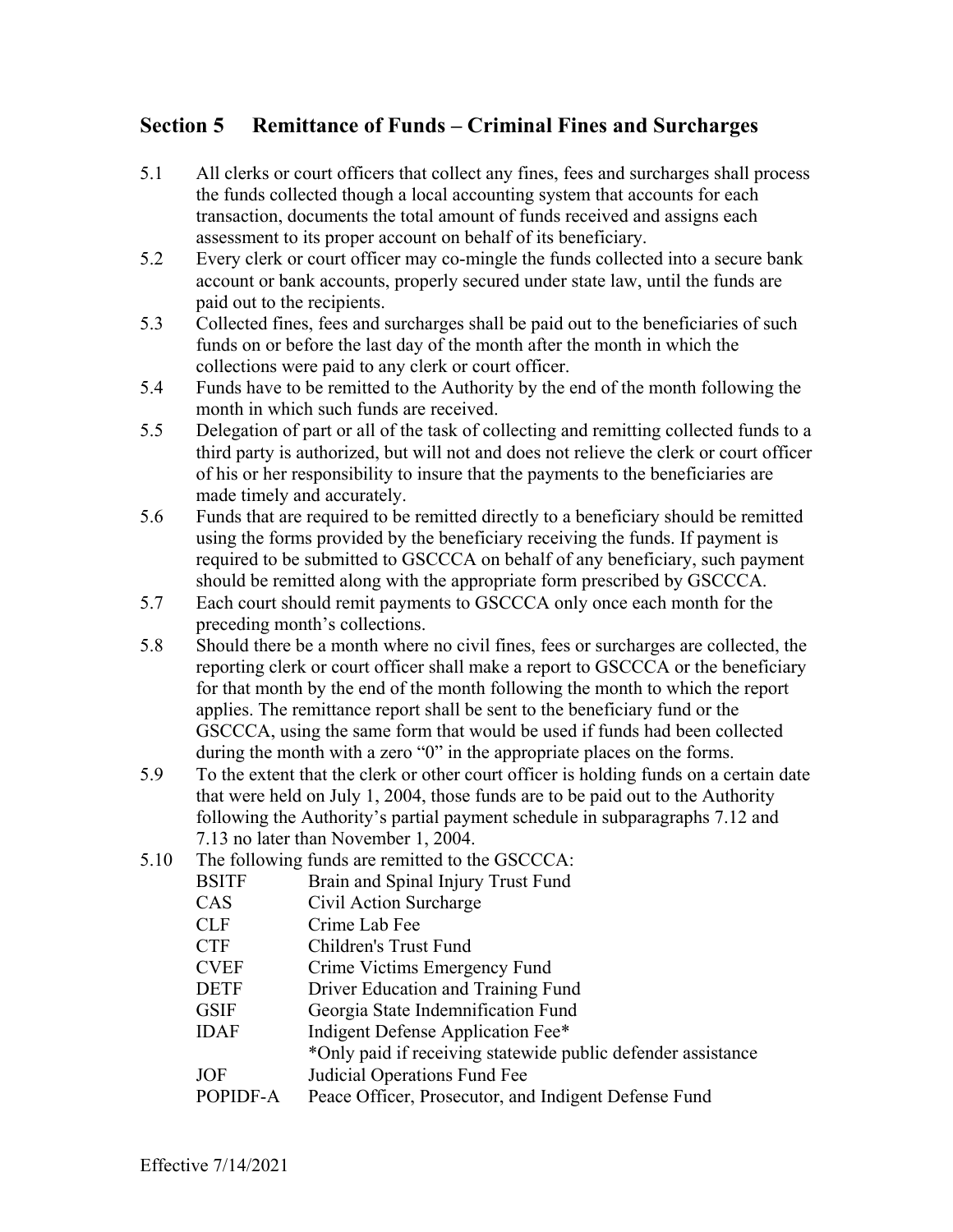## Section 5 Remittance of Funds – Criminal Fines and Surcharges

5.1 All clerks or court officers that collect any fines, fees and surcharges shall process the funds collected though a local accounting system that accounts for each transaction, documents the total amount of funds received and assigns each assessment to its proper account on behalf of its beneficiary.

5.2 Every clerk or court officer may co-mingle the funds collected into a secure bank account or bank accounts, properly secured under state law, until the funds are paid out to the recipients.

5.3 Collected fines, fees and surcharges shall be paid out to the beneficiaries of such funds on or before the last day of the month after the month in which the collections were paid to any clerk or court officer.

5.4 Funds have to be remitted to the Authority by the end of the month following the month in which such funds are received.

5.5 Delegation of part or all of the task of collecting and remitting collected funds to a third party is authorized, but will not and does not relieve the clerk or court officer of his or her responsibility to insure that the payments to the beneficiaries are made timely and accurately.

5.6 Funds that are required to be remitted directly to a beneficiary should be remitted using the forms provided by the beneficiary receiving the funds. If payment is required to be submitted to GSCCCA on behalf of any beneficiary, such payment should be remitted along with the appropriate form prescribed by GSCCCA.

5.7 Each court should remit payments to GSCCCA only once each month for the preceding month's collections.

5.8 Should there be a month where no civil fines, fees or surcharges are collected, the reporting clerk or court officer shall make a report to GSCCCA or the beneficiary for that month by the end of the month following the month to which the report applies. The remittance report shall be sent to the beneficiary fund or the GSCCCA, using the same form that would be used if funds had been collected during the month with a zero "0" in the appropriate places on the forms.

5.9 To the extent that the clerk or other court officer is holding funds on a certain date that were held on July 1, 2004, those funds are to be paid out to the Authority following the Authority's partial payment schedule in subparagraphs 7.12 and 7.13 no later than November 1, 2004.

5.10 The following funds are remitted to the GSCCCA:

| | |
|---|---|
| BSITF | Brain and Spinal Injury Trust Fund |
| CAS | Civil Action Surcharge |
| CLF | Crime Lab Fee |
| CTF | Children's Trust Fund |
| CVEF | Crime Victims Emergency Fund |
| DETF | Driver Education and Training Fund |
| GSIF | Georgia State Indemnification Fund |
| IDAF | Indigent Defense Application Fee* <br> *Only paid if receiving statewide public defender assistance |
| JOF | Judicial Operations Fund Fee |
| POPIDF-A | Peace Officer, Prosecutor, and Indigent Defense Fund |

Effective 7/14/2021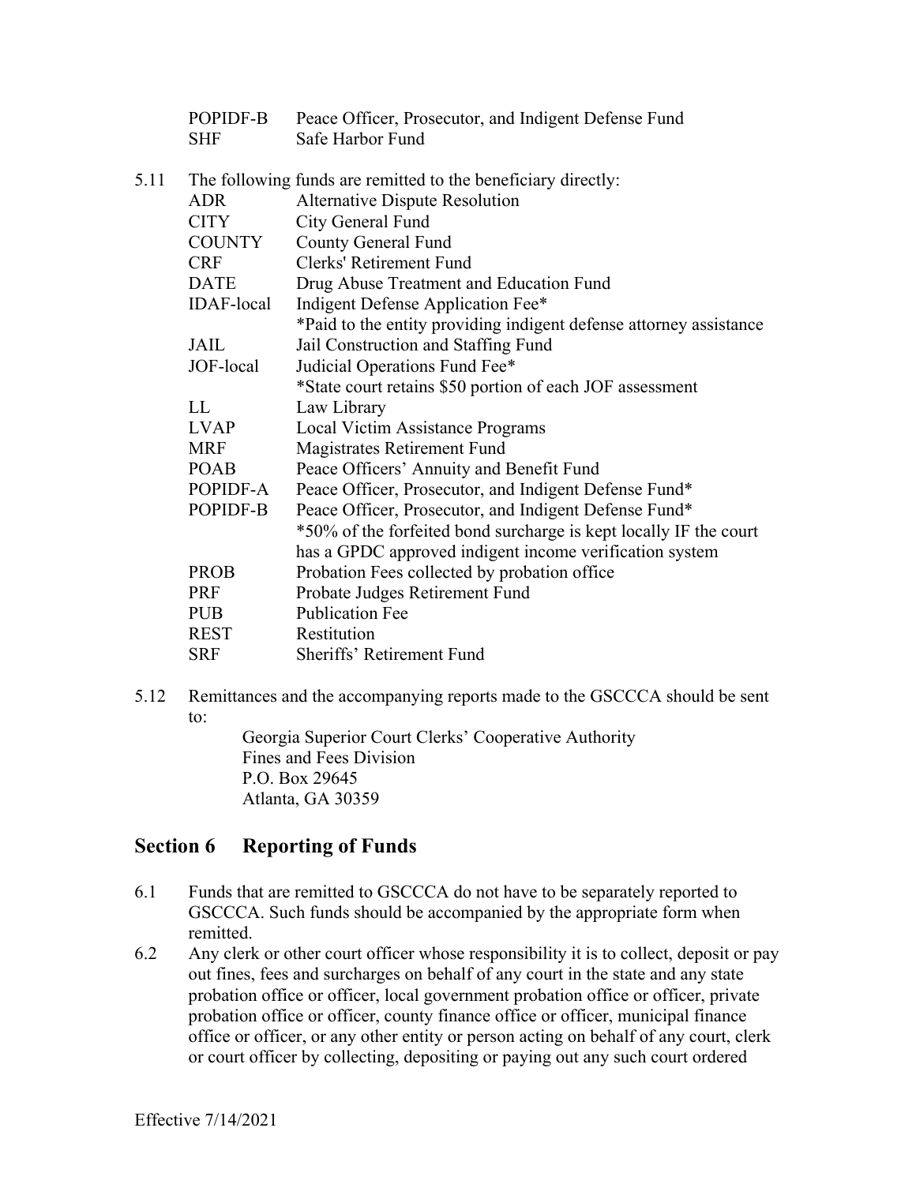| | |
|---|---|
| POPIDF-B | Peace Officer, Prosecutor, and Indigent Defense Fund |
| SHF | Safe Harbor Fund |

5.11 The following funds are remitted to the beneficiary directly:

| | |
|---|---|
| ADR | Alternative Dispute Resolution |
| CITY | City General Fund |
| COUNTY | County General Fund |
| CRF | Clerks' Retirement Fund |
| DATE | Drug Abuse Treatment and Education Fund |
| IDAF-local | Indigent Defense Application Fee* |
| | *Paid to the entity providing indigent defense attorney assistance |
| JAIL | Jail Construction and Staffing Fund |
| JOF-local | Judicial Operations Fund Fee* |
| | *State court retains $50 portion of each JOF assessment |
| LL | Law Library |
| LVAP | Local Victim Assistance Programs |
| MRF | Magistrates Retirement Fund |
| POAB | Peace Officers' Annuity and Benefit Fund |
| POPIDF-A | Peace Officer, Prosecutor, and Indigent Defense Fund* |
| POPIDF-B | Peace Officer, Prosecutor, and Indigent Defense Fund* |
| | *50% of the forfeited bond surcharge is kept locally IF the court has a GPDC approved indigent income verification system |
| PROB | Probation Fees collected by probation office |
| PRF | Probate Judges Retirement Fund |
| PUB | Publication Fee |
| REST | Restitution |
| SRF | Sheriffs' Retirement Fund |

5.12 Remittances and the accompanying reports made to the GSCCCA should be sent to:

Georgia Superior Court Clerks' Cooperative Authority
Fines and Fees Division
P.O. Box 29645
Atlanta, GA 30359

## Section 6 Reporting of Funds

6.1 Funds that are remitted to GSCCCA do not have to be separately reported to GSCCCA. Such funds should be accompanied by the appropriate form when remitted.

6.2 Any clerk or other court officer whose responsibility it is to collect, deposit or pay out fines, fees and surcharges on behalf of any court in the state and any state probation office or officer, local government probation office or officer, private probation office or officer, county finance office or officer, municipal finance office or officer, or any other entity or person acting on behalf of any court, clerk or court officer by collecting, depositing or paying out any such court ordered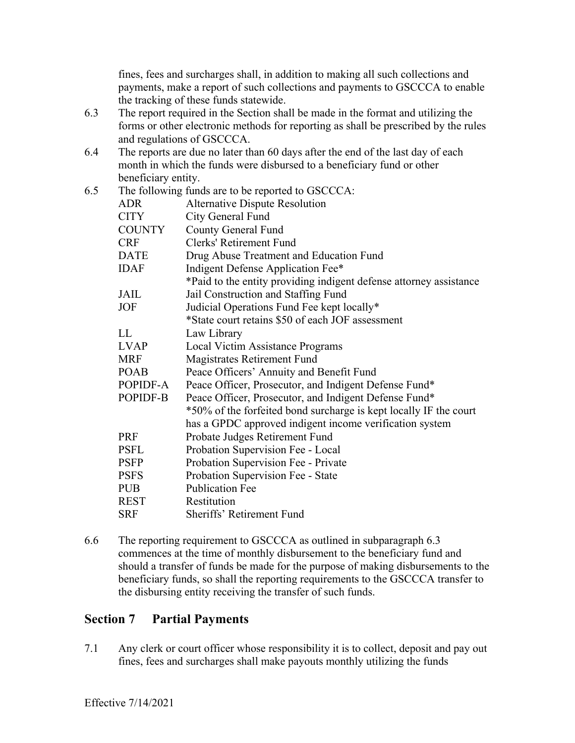fines, fees and surcharges shall, in addition to making all such collections and payments, make a report of such collections and payments to GSCCCA to enable the tracking of these funds statewide.

6.3 The report required in the Section shall be made in the format and utilizing the forms or other electronic methods for reporting as shall be prescribed by the rules and regulations of GSCCCA.

6.4 The reports are due no later than 60 days after the end of the last day of each month in which the funds were disbursed to a beneficiary fund or other beneficiary entity.

6.5 The following funds are to be reported to GSCCCA:

| | |
|---|---|
| ADR | Alternative Dispute Resolution |
| CITY | City General Fund |
| COUNTY | County General Fund |
| CRF | Clerks' Retirement Fund |
| DATE | Drug Abuse Treatment and Education Fund |
| IDAF | Indigent Defense Application Fee* |
| | *Paid to the entity providing indigent defense attorney assistance |
| JAIL | Jail Construction and Staffing Fund |
| JOF | Judicial Operations Fund Fee kept locally* |
| | *State court retains $50 of each JOF assessment |
| LL | Law Library |
| LVAP | Local Victim Assistance Programs |
| MRF | Magistrates Retirement Fund |
| POAB | Peace Officers' Annuity and Benefit Fund |
| POPIDF-A | Peace Officer, Prosecutor, and Indigent Defense Fund* |
| POPIDF-B | Peace Officer, Prosecutor, and Indigent Defense Fund* |
| | *50% of the forfeited bond surcharge is kept locally IF the court has a GPDC approved indigent income verification system |
| PRF | Probate Judges Retirement Fund |
| PSFL | Probation Supervision Fee - Local |
| PSFP | Probation Supervision Fee - Private |
| PSFS | Probation Supervision Fee - State |
| PUB | Publication Fee |
| REST | Restitution |
| SRF | Sheriffs' Retirement Fund |

6.6 The reporting requirement to GSCCCA as outlined in subparagraph 6.3 commences at the time of monthly disbursement to the beneficiary fund and should a transfer of funds be made for the purpose of making disbursements to the beneficiary funds, so shall the reporting requirements to the GSCCCA transfer to the disbursing entity receiving the transfer of such funds.

## Section 7 Partial Payments

7.1 Any clerk or court officer whose responsibility it is to collect, deposit and pay out fines, fees and surcharges shall make payouts monthly utilizing the funds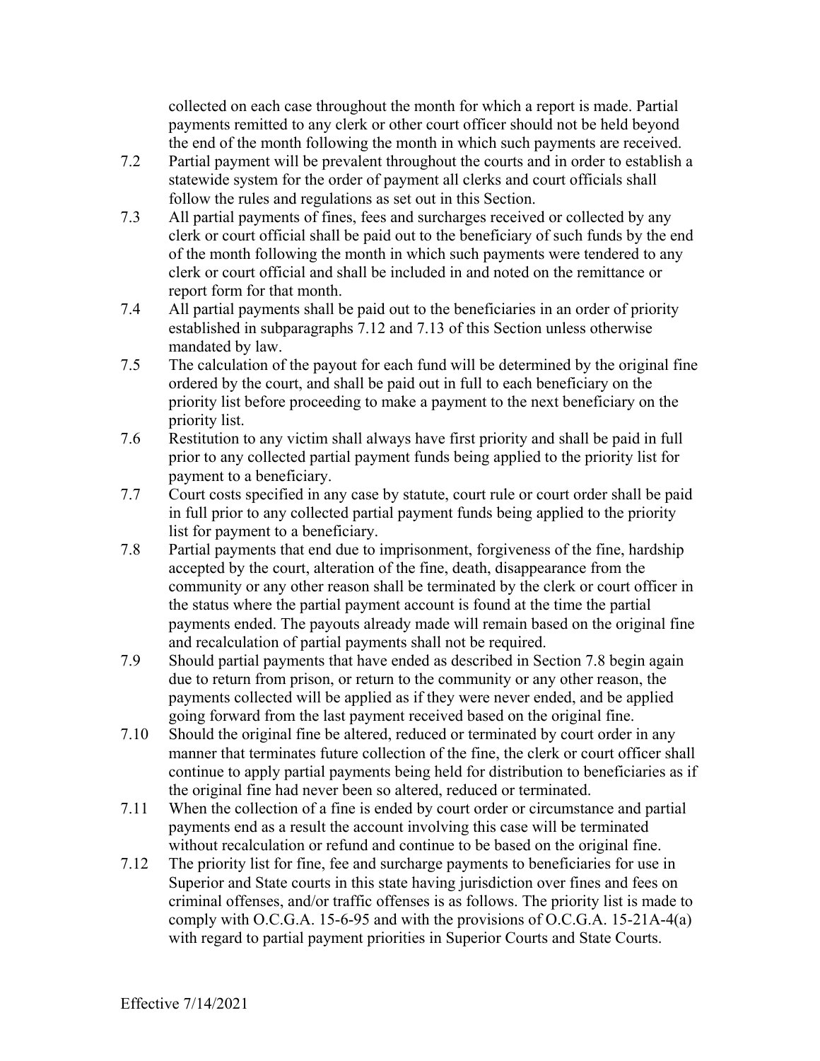collected on each case throughout the month for which a report is made. Partial payments remitted to any clerk or other court officer should not be held beyond the end of the month following the month in which such payments are received.

7.2 Partial payment will be prevalent throughout the courts and in order to establish a statewide system for the order of payment all clerks and court officials shall follow the rules and regulations as set out in this Section.

7.3 All partial payments of fines, fees and surcharges received or collected by any clerk or court official shall be paid out to the beneficiary of such funds by the end of the month following the month in which such payments were tendered to any clerk or court official and shall be included in and noted on the remittance or report form for that month.

7.4 All partial payments shall be paid out to the beneficiaries in an order of priority established in subparagraphs 7.12 and 7.13 of this Section unless otherwise mandated by law.

7.5 The calculation of the payout for each fund will be determined by the original fine ordered by the court, and shall be paid out in full to each beneficiary on the priority list before proceeding to make a payment to the next beneficiary on the priority list.

7.6 Restitution to any victim shall always have first priority and shall be paid in full prior to any collected partial payment funds being applied to the priority list for payment to a beneficiary.

7.7 Court costs specified in any case by statute, court rule or court order shall be paid in full prior to any collected partial payment funds being applied to the priority list for payment to a beneficiary.

7.8 Partial payments that end due to imprisonment, forgiveness of the fine, hardship accepted by the court, alteration of the fine, death, disappearance from the community or any other reason shall be terminated by the clerk or court officer in the status where the partial payment account is found at the time the partial payments ended. The payouts already made will remain based on the original fine and recalculation of partial payments shall not be required.

7.9 Should partial payments that have ended as described in Section 7.8 begin again due to return from prison, or return to the community or any other reason, the payments collected will be applied as if they were never ended, and be applied going forward from the last payment received based on the original fine.

7.10 Should the original fine be altered, reduced or terminated by court order in any manner that terminates future collection of the fine, the clerk or court officer shall continue to apply partial payments being held for distribution to beneficiaries as if the original fine had never been so altered, reduced or terminated.

7.11 When the collection of a fine is ended by court order or circumstance and partial payments end as a result the account involving this case will be terminated without recalculation or refund and continue to be based on the original fine.

7.12 The priority list for fine, fee and surcharge payments to beneficiaries for use in Superior and State courts in this state having jurisdiction over fines and fees on criminal offenses, and/or traffic offenses is as follows. The priority list is made to comply with O.C.G.A. 15-6-95 and with the provisions of O.C.G.A. 15-21A-4(a) with regard to partial payment priorities in Superior Courts and State Courts.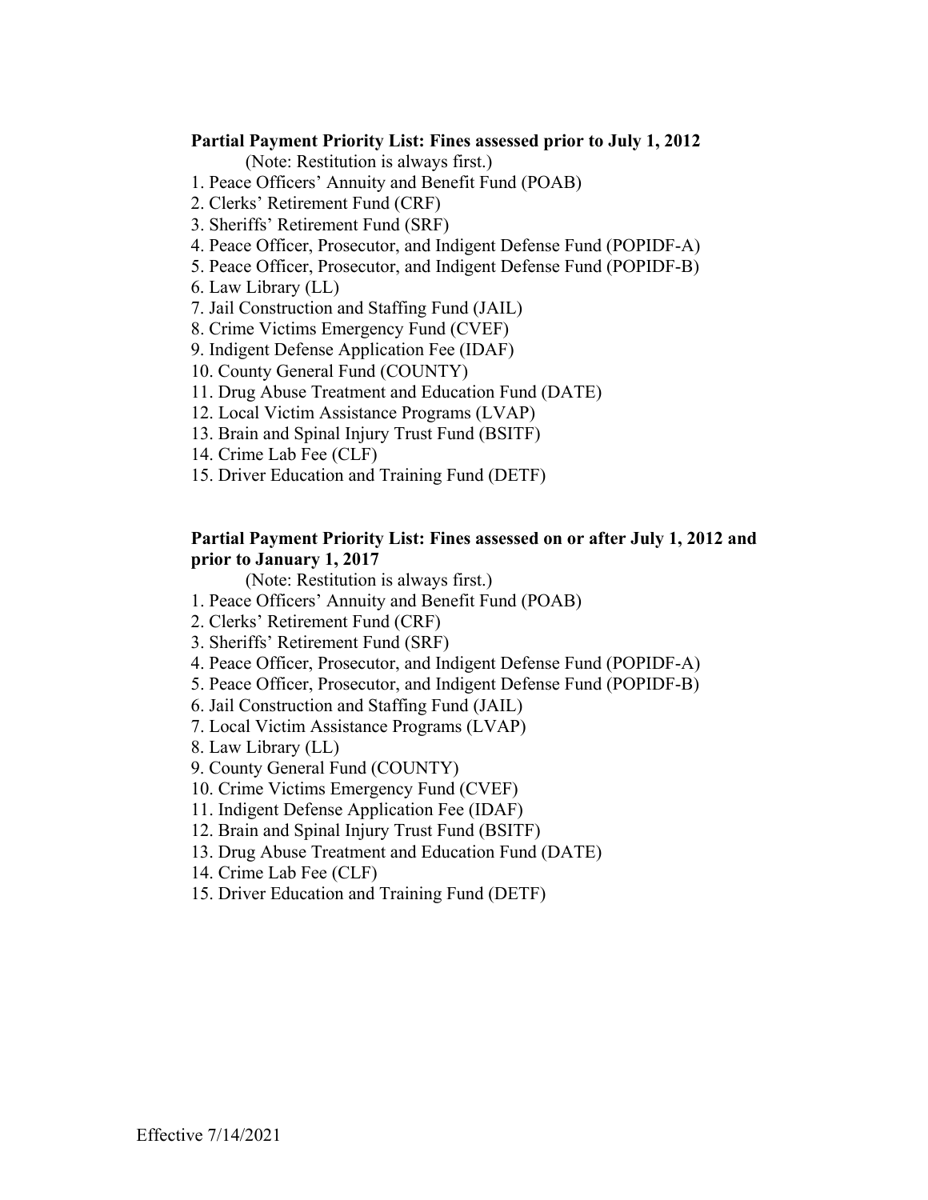**Partial Payment Priority List: Fines assessed prior to July 1, 2012**

(Note: Restitution is always first.)

1. Peace Officers' Annuity and Benefit Fund (POAB)
2. Clerks' Retirement Fund (CRF)
3. Sheriffs' Retirement Fund (SRF)
4. Peace Officer, Prosecutor, and Indigent Defense Fund (POPIDF-A)
5. Peace Officer, Prosecutor, and Indigent Defense Fund (POPIDF-B)
6. Law Library (LL)
7. Jail Construction and Staffing Fund (JAIL)
8. Crime Victims Emergency Fund (CVEF)
9. Indigent Defense Application Fee (IDAF)
10. County General Fund (COUNTY)
11. Drug Abuse Treatment and Education Fund (DATE)
12. Local Victim Assistance Programs (LVAP)
13. Brain and Spinal Injury Trust Fund (BSITF)
14. Crime Lab Fee (CLF)
15. Driver Education and Training Fund (DETF)

**Partial Payment Priority List: Fines assessed on or after July 1, 2012 and prior to January 1, 2017**

(Note: Restitution is always first.)

1. Peace Officers' Annuity and Benefit Fund (POAB)
2. Clerks' Retirement Fund (CRF)
3. Sheriffs' Retirement Fund (SRF)
4. Peace Officer, Prosecutor, and Indigent Defense Fund (POPIDF-A)
5. Peace Officer, Prosecutor, and Indigent Defense Fund (POPIDF-B)
6. Jail Construction and Staffing Fund (JAIL)
7. Local Victim Assistance Programs (LVAP)
8. Law Library (LL)
9. County General Fund (COUNTY)
10. Crime Victims Emergency Fund (CVEF)
11. Indigent Defense Application Fee (IDAF)
12. Brain and Spinal Injury Trust Fund (BSITF)
13. Drug Abuse Treatment and Education Fund (DATE)
14. Crime Lab Fee (CLF)
15. Driver Education and Training Fund (DETF)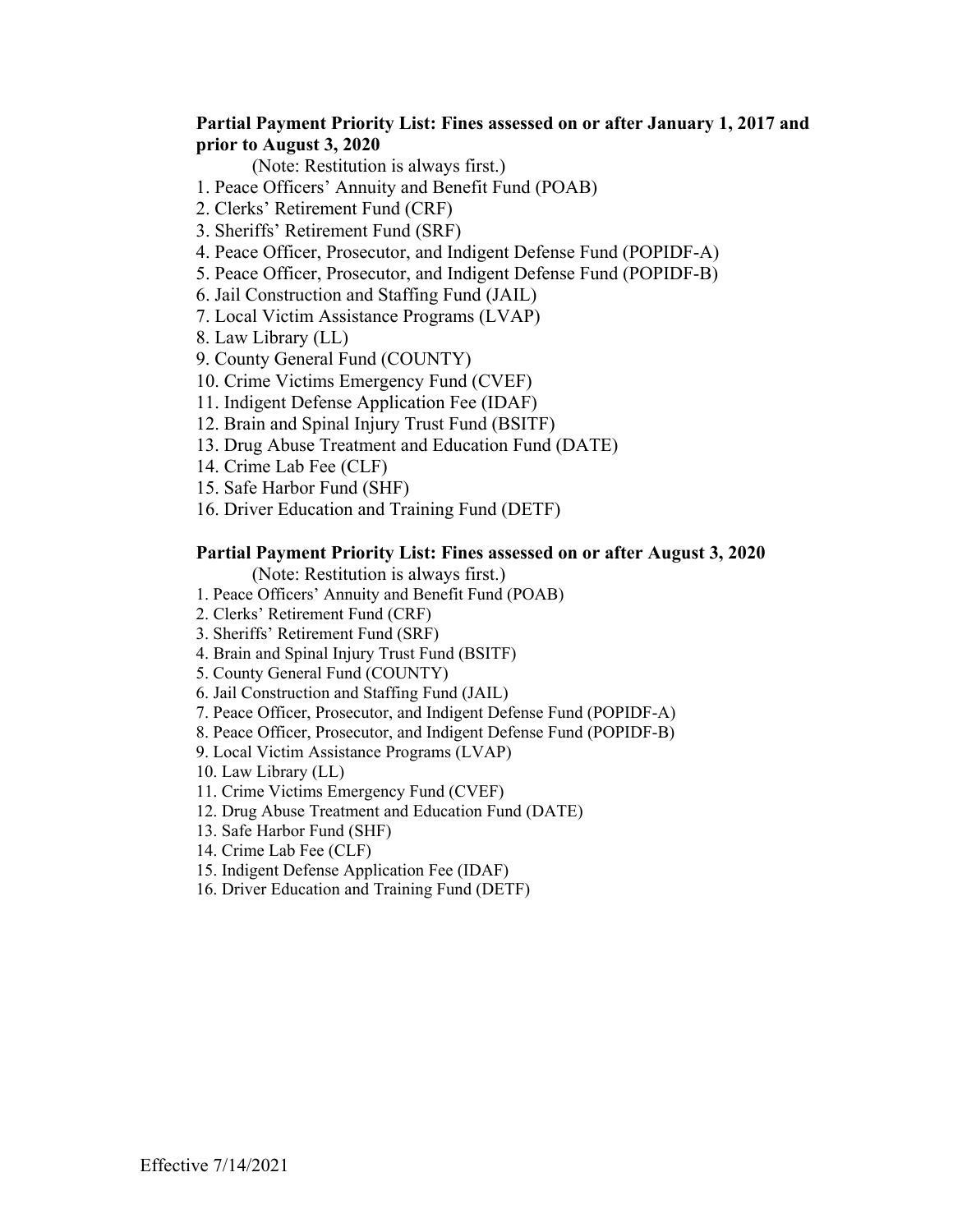**Partial Payment Priority List: Fines assessed on or after January 1, 2017 and prior to August 3, 2020**

(Note: Restitution is always first.)

1. Peace Officers' Annuity and Benefit Fund (POAB)
2. Clerks' Retirement Fund (CRF)
3. Sheriffs' Retirement Fund (SRF)
4. Peace Officer, Prosecutor, and Indigent Defense Fund (POPIDF-A)
5. Peace Officer, Prosecutor, and Indigent Defense Fund (POPIDF-B)
6. Jail Construction and Staffing Fund (JAIL)
7. Local Victim Assistance Programs (LVAP)
8. Law Library (LL)
9. County General Fund (COUNTY)
10. Crime Victims Emergency Fund (CVEF)
11. Indigent Defense Application Fee (IDAF)
12. Brain and Spinal Injury Trust Fund (BSITF)
13. Drug Abuse Treatment and Education Fund (DATE)
14. Crime Lab Fee (CLF)
15. Safe Harbor Fund (SHF)
16. Driver Education and Training Fund (DETF)

**Partial Payment Priority List: Fines assessed on or after August 3, 2020**

(Note: Restitution is always first.)

1. Peace Officers' Annuity and Benefit Fund (POAB)
2. Clerks' Retirement Fund (CRF)
3. Sheriffs' Retirement Fund (SRF)
4. Brain and Spinal Injury Trust Fund (BSITF)
5. County General Fund (COUNTY)
6. Jail Construction and Staffing Fund (JAIL)
7. Peace Officer, Prosecutor, and Indigent Defense Fund (POPIDF-A)
8. Peace Officer, Prosecutor, and Indigent Defense Fund (POPIDF-B)
9. Local Victim Assistance Programs (LVAP)
10. Law Library (LL)
11. Crime Victims Emergency Fund (CVEF)
12. Drug Abuse Treatment and Education Fund (DATE)
13. Safe Harbor Fund (SHF)
14. Crime Lab Fee (CLF)
15. Indigent Defense Application Fee (IDAF)
16. Driver Education and Training Fund (DETF)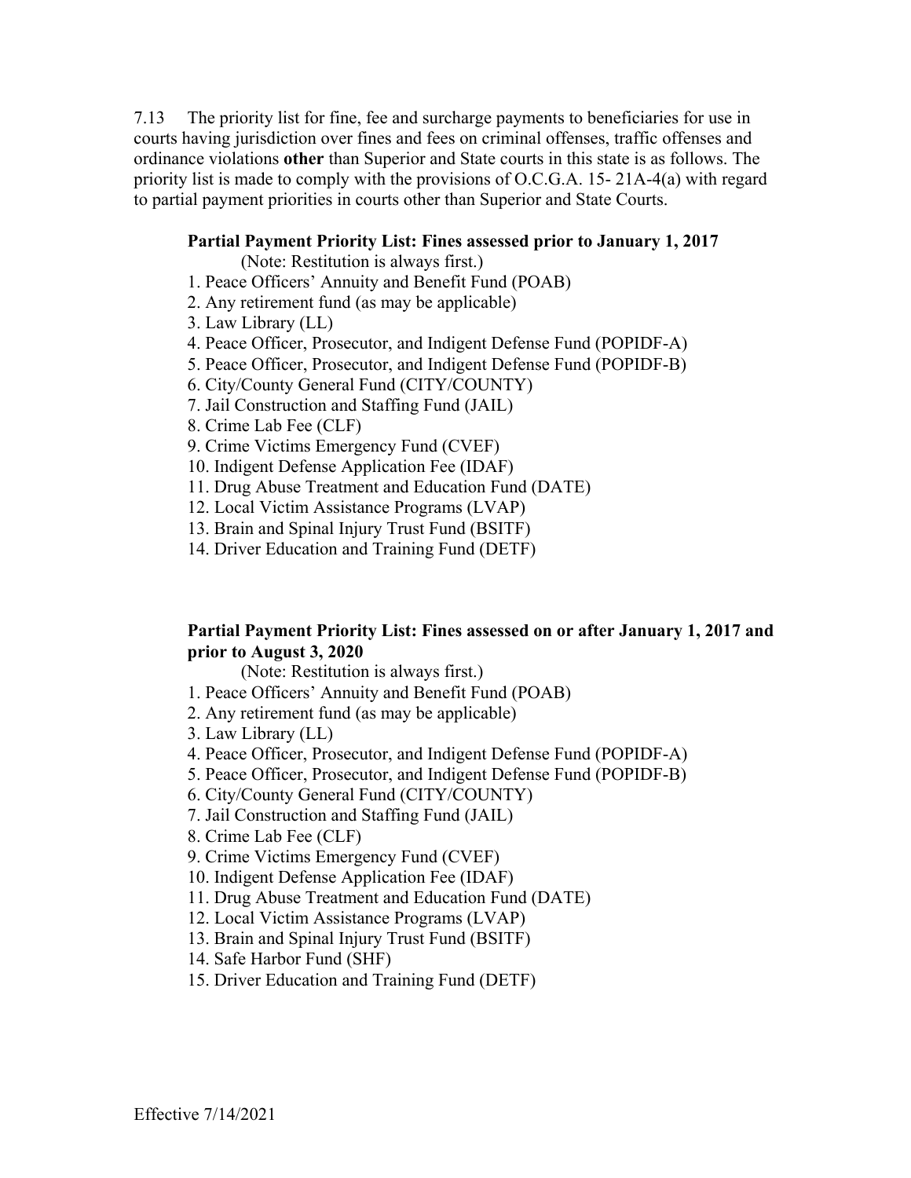7.13 The priority list for fine, fee and surcharge payments to beneficiaries for use in courts having jurisdiction over fines and fees on criminal offenses, traffic offenses and ordinance violations **other** than Superior and State courts in this state is as follows. The priority list is made to comply with the provisions of O.C.G.A. 15- 21A-4(a) with regard to partial payment priorities in courts other than Superior and State Courts.

**Partial Payment Priority List: Fines assessed prior to January 1, 2017**

(Note: Restitution is always first.)

1. Peace Officers' Annuity and Benefit Fund (POAB)
2. Any retirement fund (as may be applicable)
3. Law Library (LL)
4. Peace Officer, Prosecutor, and Indigent Defense Fund (POPIDF-A)
5. Peace Officer, Prosecutor, and Indigent Defense Fund (POPIDF-B)
6. City/County General Fund (CITY/COUNTY)
7. Jail Construction and Staffing Fund (JAIL)
8. Crime Lab Fee (CLF)
9. Crime Victims Emergency Fund (CVEF)
10. Indigent Defense Application Fee (IDAF)
11. Drug Abuse Treatment and Education Fund (DATE)
12. Local Victim Assistance Programs (LVAP)
13. Brain and Spinal Injury Trust Fund (BSITF)
14. Driver Education and Training Fund (DETF)

**Partial Payment Priority List: Fines assessed on or after January 1, 2017 and prior to August 3, 2020**

(Note: Restitution is always first.)

1. Peace Officers' Annuity and Benefit Fund (POAB)
2. Any retirement fund (as may be applicable)
3. Law Library (LL)
4. Peace Officer, Prosecutor, and Indigent Defense Fund (POPIDF-A)
5. Peace Officer, Prosecutor, and Indigent Defense Fund (POPIDF-B)
6. City/County General Fund (CITY/COUNTY)
7. Jail Construction and Staffing Fund (JAIL)
8. Crime Lab Fee (CLF)
9. Crime Victims Emergency Fund (CVEF)
10. Indigent Defense Application Fee (IDAF)
11. Drug Abuse Treatment and Education Fund (DATE)
12. Local Victim Assistance Programs (LVAP)
13. Brain and Spinal Injury Trust Fund (BSITF)
14. Safe Harbor Fund (SHF)
15. Driver Education and Training Fund (DETF)

Effective 7/14/2021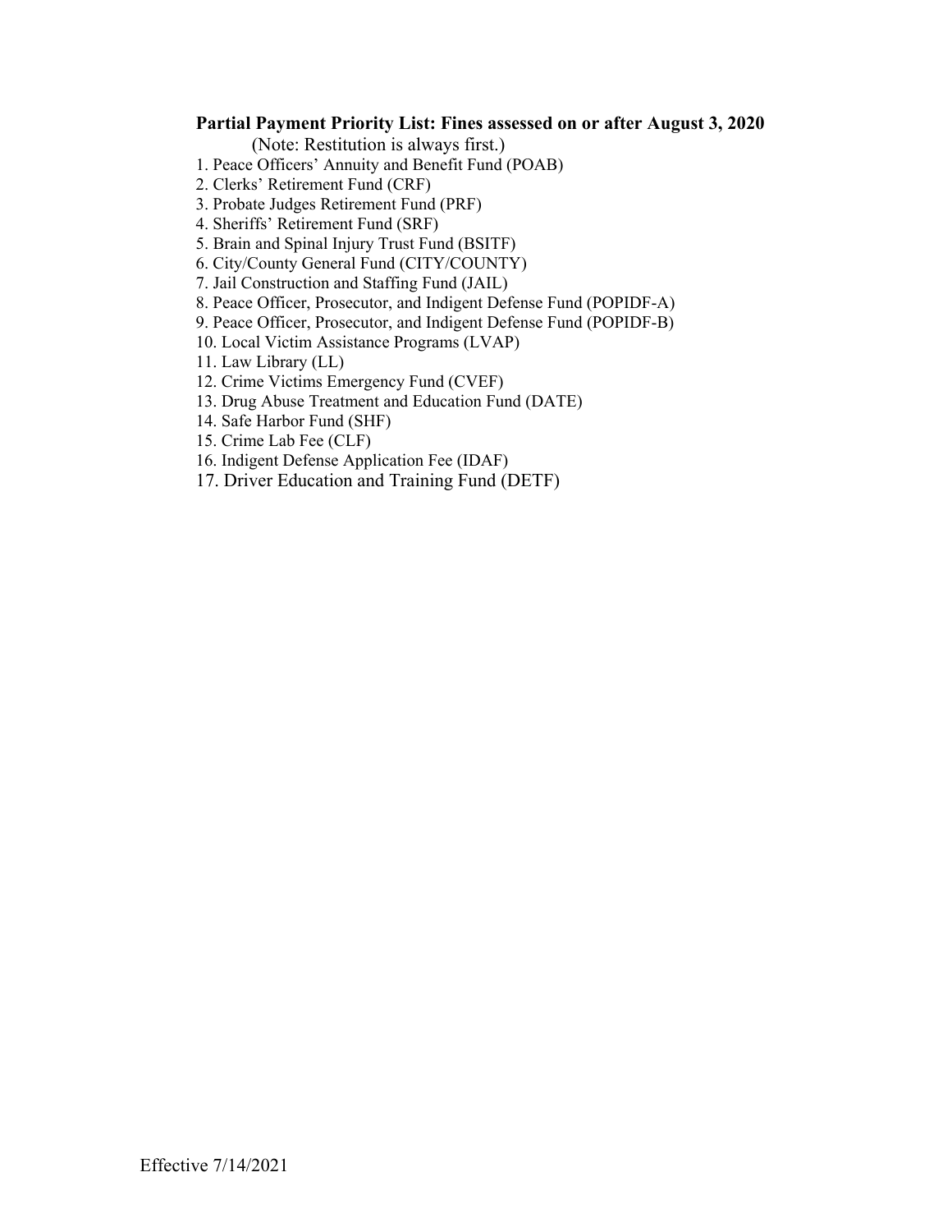**Partial Payment Priority List: Fines assessed on or after August 3, 2020**

(Note: Restitution is always first.)

1. Peace Officers' Annuity and Benefit Fund (POAB)
2. Clerks' Retirement Fund (CRF)
3. Probate Judges Retirement Fund (PRF)
4. Sheriffs' Retirement Fund (SRF)
5. Brain and Spinal Injury Trust Fund (BSITF)
6. City/County General Fund (CITY/COUNTY)
7. Jail Construction and Staffing Fund (JAIL)
8. Peace Officer, Prosecutor, and Indigent Defense Fund (POPIDF-A)
9. Peace Officer, Prosecutor, and Indigent Defense Fund (POPIDF-B)
10. Local Victim Assistance Programs (LVAP)
11. Law Library (LL)
12. Crime Victims Emergency Fund (CVEF)
13. Drug Abuse Treatment and Education Fund (DATE)
14. Safe Harbor Fund (SHF)
15. Crime Lab Fee (CLF)
16. Indigent Defense Application Fee (IDAF)
17. Driver Education and Training Fund (DETF)

Effective 7/14/2021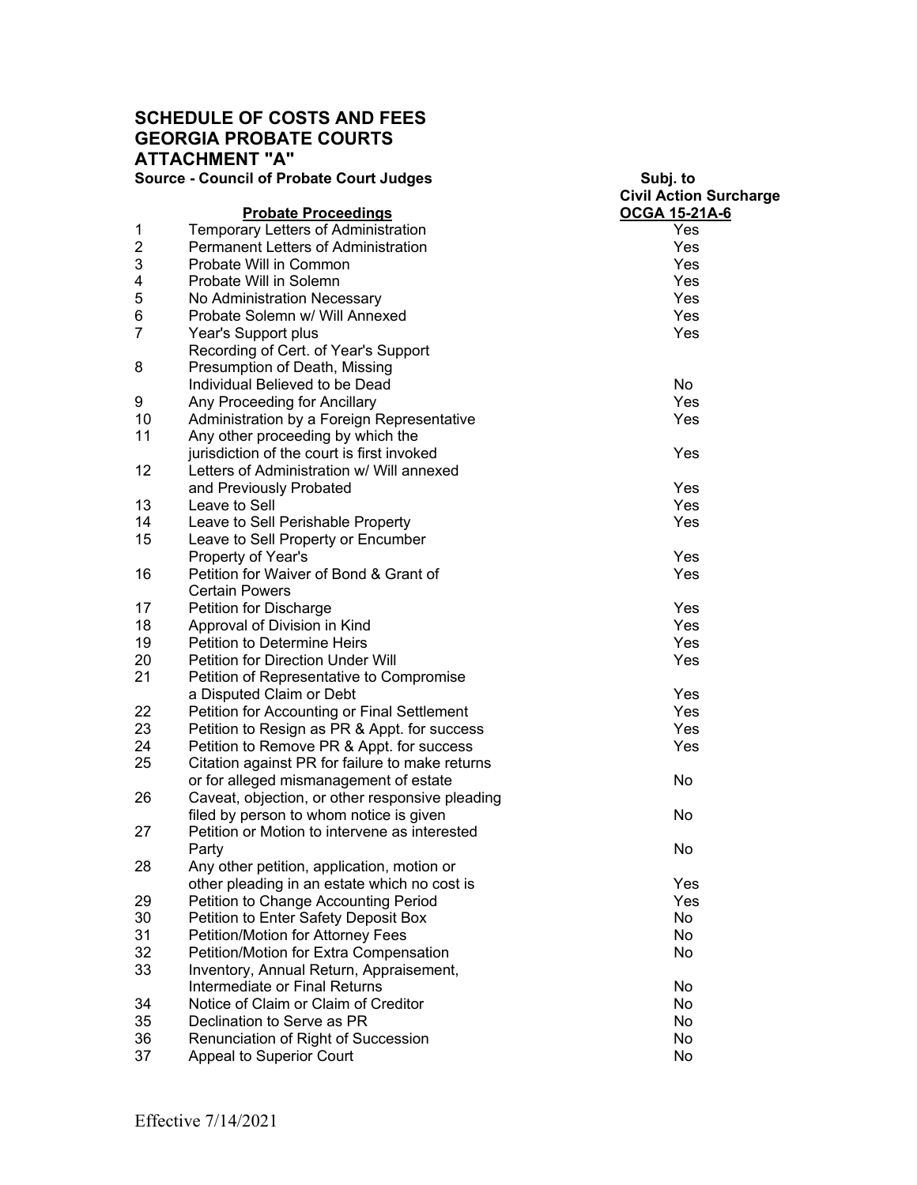# SCHEDULE OF COSTS AND FEES
# GEORGIA PROBATE COURTS
# ATTACHMENT "A"

**Source - Council of Probate Court Judges**

| | **Probate Proceedings** | **Subj. to Civil Action Surcharge OCGA 15-21A-6** |
|---|---|---|
| 1 | Temporary Letters of Administration | Yes |
| 2 | Permanent Letters of Administration | Yes |
| 3 | Probate Will in Common | Yes |
| 4 | Probate Will in Solemn | Yes |
| 5 | No Administration Necessary | Yes |
| 6 | Probate Solemn w/ Will Annexed | Yes |
| 7 | Year's Support plus Recording of Cert. of Year's Support | Yes |
| 8 | Presumption of Death, Missing Individual Believed to be Dead | No |
| 9 | Any Proceeding for Ancillary | Yes |
| 10 | Administration by a Foreign Representative | Yes |
| 11 | Any other proceeding by which the jurisdiction of the court is first invoked | Yes |
| 12 | Letters of Administration w/ Will annexed and Previously Probated | Yes |
| 13 | Leave to Sell | Yes |
| 14 | Leave to Sell Perishable Property | Yes |
| 15 | Leave to Sell Property or Encumber Property of Year's | Yes |
| 16 | Petition for Waiver of Bond & Grant of Certain Powers | Yes |
| 17 | Petition for Discharge | Yes |
| 18 | Approval of Division in Kind | Yes |
| 19 | Petition to Determine Heirs | Yes |
| 20 | Petition for Direction Under Will | Yes |
| 21 | Petition of Representative to Compromise a Disputed Claim or Debt | Yes |
| 22 | Petition for Accounting or Final Settlement | Yes |
| 23 | Petition to Resign as PR & Appt. for success | Yes |
| 24 | Petition to Remove PR & Appt. for success | Yes |
| 25 | Citation against PR for failure to make returns or for alleged mismanagement of estate | No |
| 26 | Caveat, objection, or other responsive pleading filed by person to whom notice is given | No |
| 27 | Petition or Motion to intervene as interested Party | No |
| 28 | Any other petition, application, motion or other pleading in an estate which no cost is | Yes |
| 29 | Petition to Change Accounting Period | Yes |
| 30 | Petition to Enter Safety Deposit Box | No |
| 31 | Petition/Motion for Attorney Fees | No |
| 32 | Petition/Motion for Extra Compensation | No |
| 33 | Inventory, Annual Return, Appraisement, Intermediate or Final Returns | No |
| 34 | Notice of Claim or Claim of Creditor | No |
| 35 | Declination to Serve as PR | No |
| 36 | Renunciation of Right of Succession | No |
| 37 | Appeal to Superior Court | No |

Effective 7/14/2021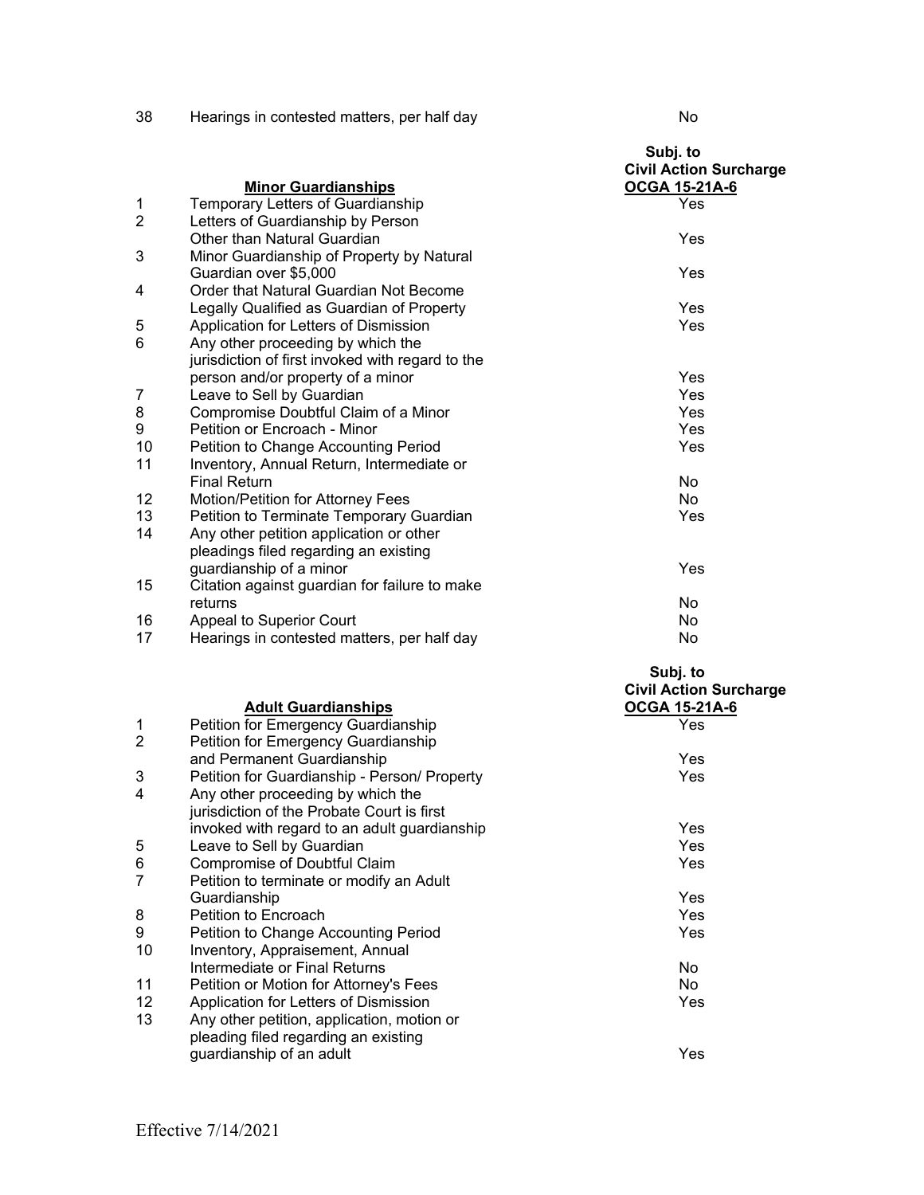| | | |
|---|---|---|
| 38 | Hearings in contested matters, per half day | No |

| | **Minor Guardianships** | **Subj. to Civil Action Surcharge OCGA 15-21A-6** |
|---|---|---|
| 1 | Temporary Letters of Guardianship | Yes |
| 2 | Letters of Guardianship by Person Other than Natural Guardian | Yes |
| 3 | Minor Guardianship of Property by Natural Guardian over $5,000 | Yes |
| 4 | Order that Natural Guardian Not Become Legally Qualified as Guardian of Property | Yes |
| 5 | Application for Letters of Dismission | Yes |
| 6 | Any other proceeding by which the jurisdiction of first invoked with regard to the person and/or property of a minor | Yes |
| 7 | Leave to Sell by Guardian | Yes |
| 8 | Compromise Doubtful Claim of a Minor | Yes |
| 9 | Petition or Encroach - Minor | Yes |
| 10 | Petition to Change Accounting Period | Yes |
| 11 | Inventory, Annual Return, Intermediate or Final Return | No |
| 12 | Motion/Petition for Attorney Fees | No |
| 13 | Petition to Terminate Temporary Guardian | Yes |
| 14 | Any other petition application or other pleadings filed regarding an existing guardianship of a minor | Yes |
| 15 | Citation against guardian for failure to make returns | No |
| 16 | Appeal to Superior Court | No |
| 17 | Hearings in contested matters, per half day | No |

| | **Adult Guardianships** | **Subj. to Civil Action Surcharge OCGA 15-21A-6** |
|---|---|---|
| 1 | Petition for Emergency Guardianship | Yes |
| 2 | Petition for Emergency Guardianship and Permanent Guardianship | Yes |
| 3 | Petition for Guardianship - Person/ Property | Yes |
| 4 | Any other proceeding by which the jurisdiction of the Probate Court is first invoked with regard to an adult guardianship | Yes |
| 5 | Leave to Sell by Guardian | Yes |
| 6 | Compromise of Doubtful Claim | Yes |
| 7 | Petition to terminate or modify an Adult Guardianship | Yes |
| 8 | Petition to Encroach | Yes |
| 9 | Petition to Change Accounting Period | Yes |
| 10 | Inventory, Appraisement, Annual Intermediate or Final Returns | No |
| 11 | Petition or Motion for Attorney's Fees | No |
| 12 | Application for Letters of Dismission | Yes |
| 13 | Any other petition, application, motion or pleading filed regarding an existing guardianship of an adult | Yes |

Effective 7/14/2021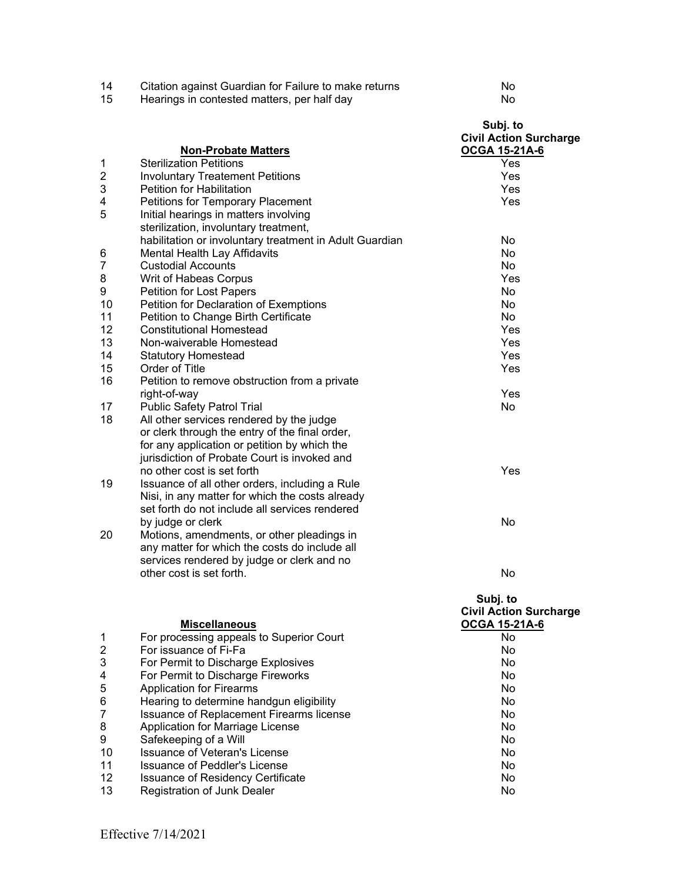| | | |
|---|---|---|
| 14 | Citation against Guardian for Failure to make returns | No |
| 15 | Hearings in contested matters, per half day | No |

| | **Non-Probate Matters** | **Subj. to Civil Action Surcharge OCGA 15-21A-6** |
|---|---|---|
| 1 | Sterilization Petitions | Yes |
| 2 | Involuntary Treatement Petitions | Yes |
| 3 | Petition for Habilitation | Yes |
| 4 | Petitions for Temporary Placement | Yes |
| 5 | Initial hearings in matters involving sterilization, involuntary treatment, habilitation or involuntary treatment in Adult Guardian | No |
| 6 | Mental Health Lay Affidavits | No |
| 7 | Custodial Accounts | No |
| 8 | Writ of Habeas Corpus | Yes |
| 9 | Petition for Lost Papers | No |
| 10 | Petition for Declaration of Exemptions | No |
| 11 | Petition to Change Birth Certificate | No |
| 12 | Constitutional Homestead | Yes |
| 13 | Non-waiverable Homestead | Yes |
| 14 | Statutory Homestead | Yes |
| 15 | Order of Title | Yes |
| 16 | Petition to remove obstruction from a private right-of-way | Yes |
| 17 | Public Safety Patrol Trial | No |
| 18 | All other services rendered by the judge or clerk through the entry of the final order, for any application or petition by which the jurisdiction of Probate Court is invoked and no other cost is set forth | Yes |
| 19 | Issuance of all other orders, including a Rule Nisi, in any matter for which the costs already set forth do not include all services rendered by judge or clerk | No |
| 20 | Motions, amendments, or other pleadings in any matter for which the costs do include all services rendered by judge or clerk and no other cost is set forth. | No |

| | **Miscellaneous** | **Subj. to Civil Action Surcharge OCGA 15-21A-6** |
|---|---|---|
| 1 | For processing appeals to Superior Court | No |
| 2 | For issuance of Fi-Fa | No |
| 3 | For Permit to Discharge Explosives | No |
| 4 | For Permit to Discharge Fireworks | No |
| 5 | Application for Firearms | No |
| 6 | Hearing to determine handgun eligibility | No |
| 7 | Issuance of Replacement Firearms license | No |
| 8 | Application for Marriage License | No |
| 9 | Safekeeping of a Will | No |
| 10 | Issuance of Veteran's License | No |
| 11 | Issuance of Peddler's License | No |
| 12 | Issuance of Residency Certificate | No |
| 13 | Registration of Junk Dealer | No |

Effective 7/14/2021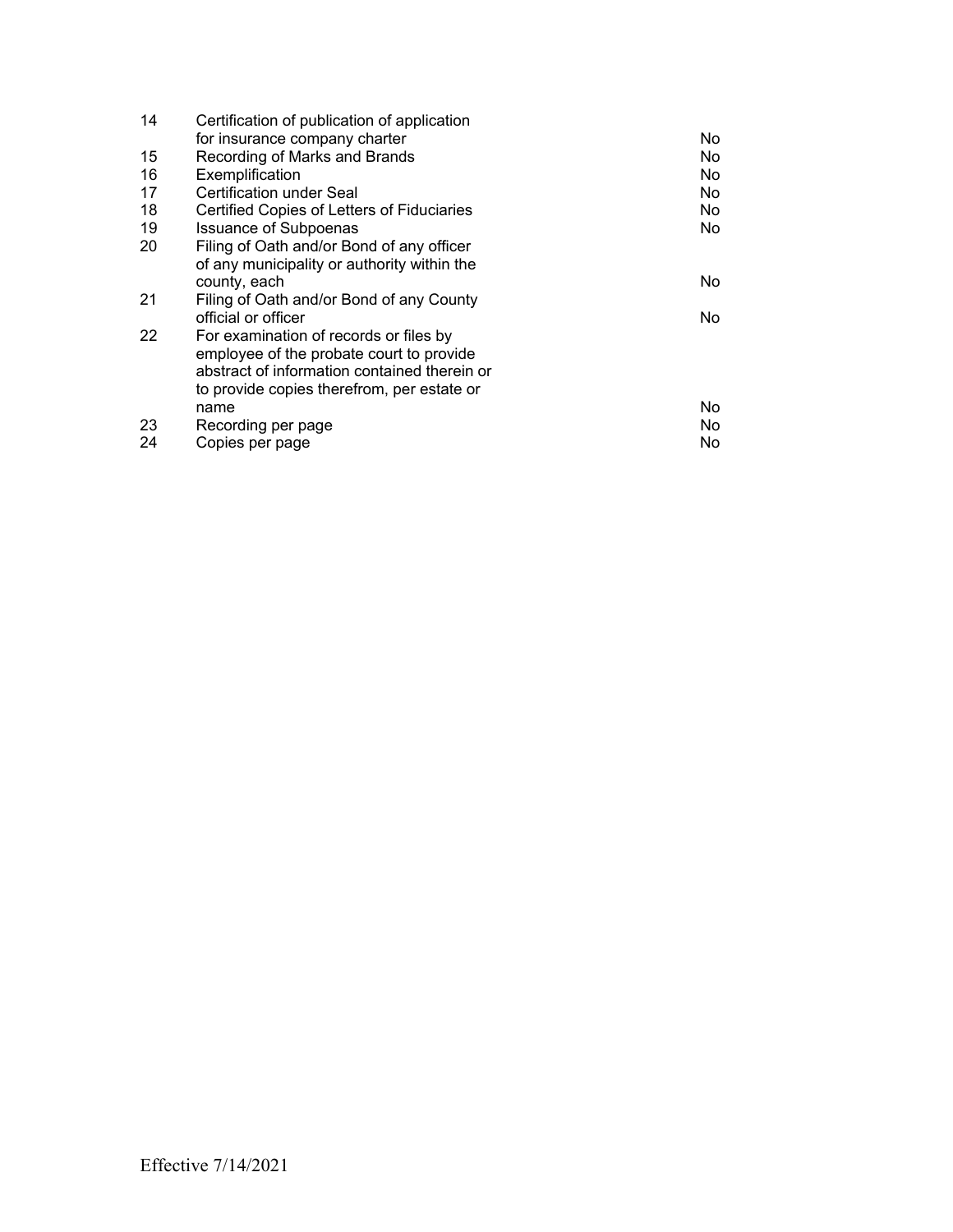| | | |
|---|---|---|
| 14 | Certification of publication of application for insurance company charter | No |
| 15 | Recording of Marks and Brands | No |
| 16 | Exemplification | No |
| 17 | Certification under Seal | No |
| 18 | Certified Copies of Letters of Fiduciaries | No |
| 19 | Issuance of Subpoenas | No |
| 20 | Filing of Oath and/or Bond of any officer of any municipality or authority within the county, each | No |
| 21 | Filing of Oath and/or Bond of any County official or officer | No |
| 22 | For examination of records or files by employee of the probate court to provide abstract of information contained therein or to provide copies therefrom, per estate or name | No |
| 23 | Recording per page | No |
| 24 | Copies per page | No |

Effective 7/14/2021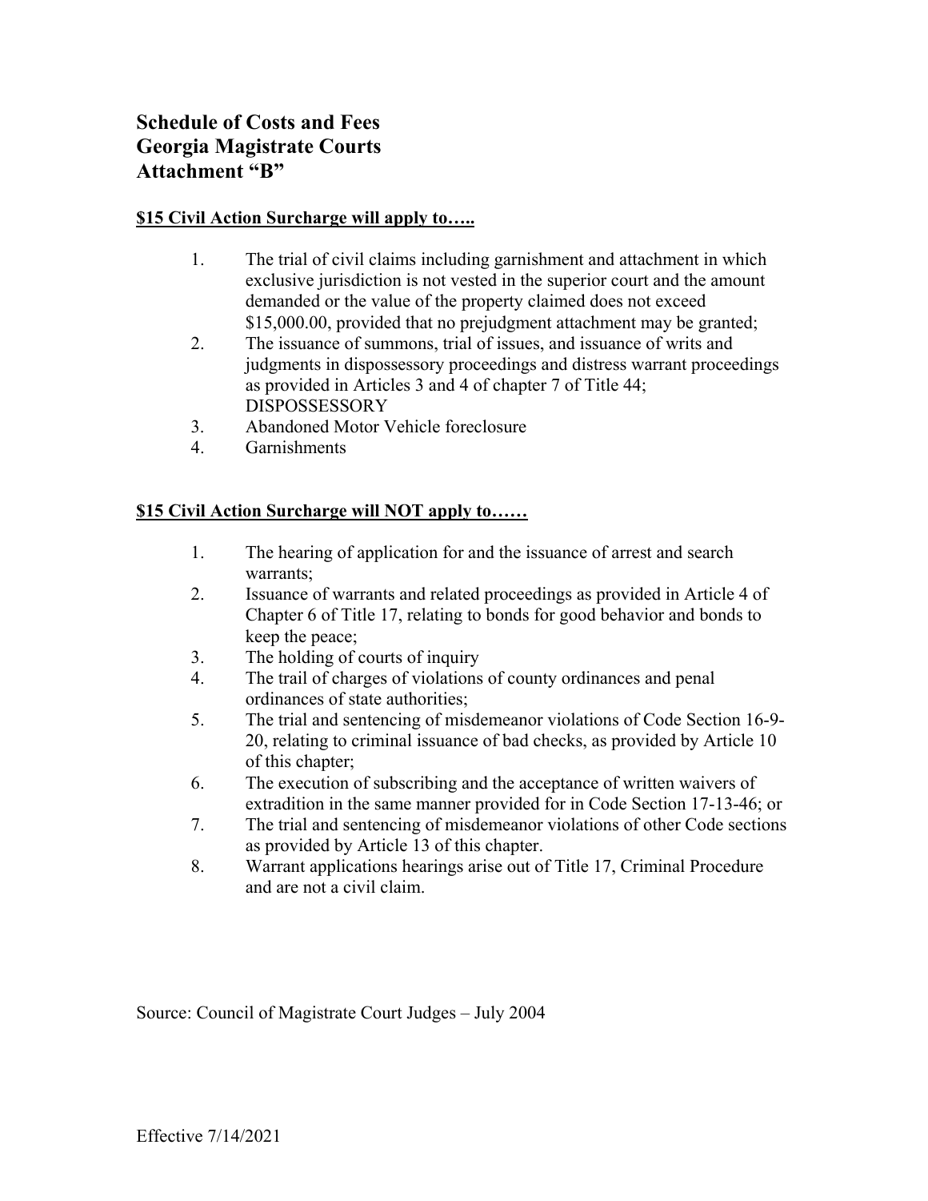# Schedule of Costs and Fees
# Georgia Magistrate Courts
# Attachment "B"

**$15 Civil Action Surcharge will apply to…..**

1. The trial of civil claims including garnishment and attachment in which exclusive jurisdiction is not vested in the superior court and the amount demanded or the value of the property claimed does not exceed $15,000.00, provided that no prejudgment attachment may be granted;
2. The issuance of summons, trial of issues, and issuance of writs and judgments in dispossessory proceedings and distress warrant proceedings as provided in Articles 3 and 4 of chapter 7 of Title 44; DISPOSSESSORY
3. Abandoned Motor Vehicle foreclosure
4. Garnishments

**$15 Civil Action Surcharge will NOT apply to……**

1. The hearing of application for and the issuance of arrest and search warrants;
2. Issuance of warrants and related proceedings as provided in Article 4 of Chapter 6 of Title 17, relating to bonds for good behavior and bonds to keep the peace;
3. The holding of courts of inquiry
4. The trail of charges of violations of county ordinances and penal ordinances of state authorities;
5. The trial and sentencing of misdemeanor violations of Code Section 16-9-20, relating to criminal issuance of bad checks, as provided by Article 10 of this chapter;
6. The execution of subscribing and the acceptance of written waivers of extradition in the same manner provided for in Code Section 17-13-46; or
7. The trial and sentencing of misdemeanor violations of other Code sections as provided by Article 13 of this chapter.
8. Warrant applications hearings arise out of Title 17, Criminal Procedure and are not a civil claim.

Source: Council of Magistrate Court Judges – July 2004

Effective 7/14/2021